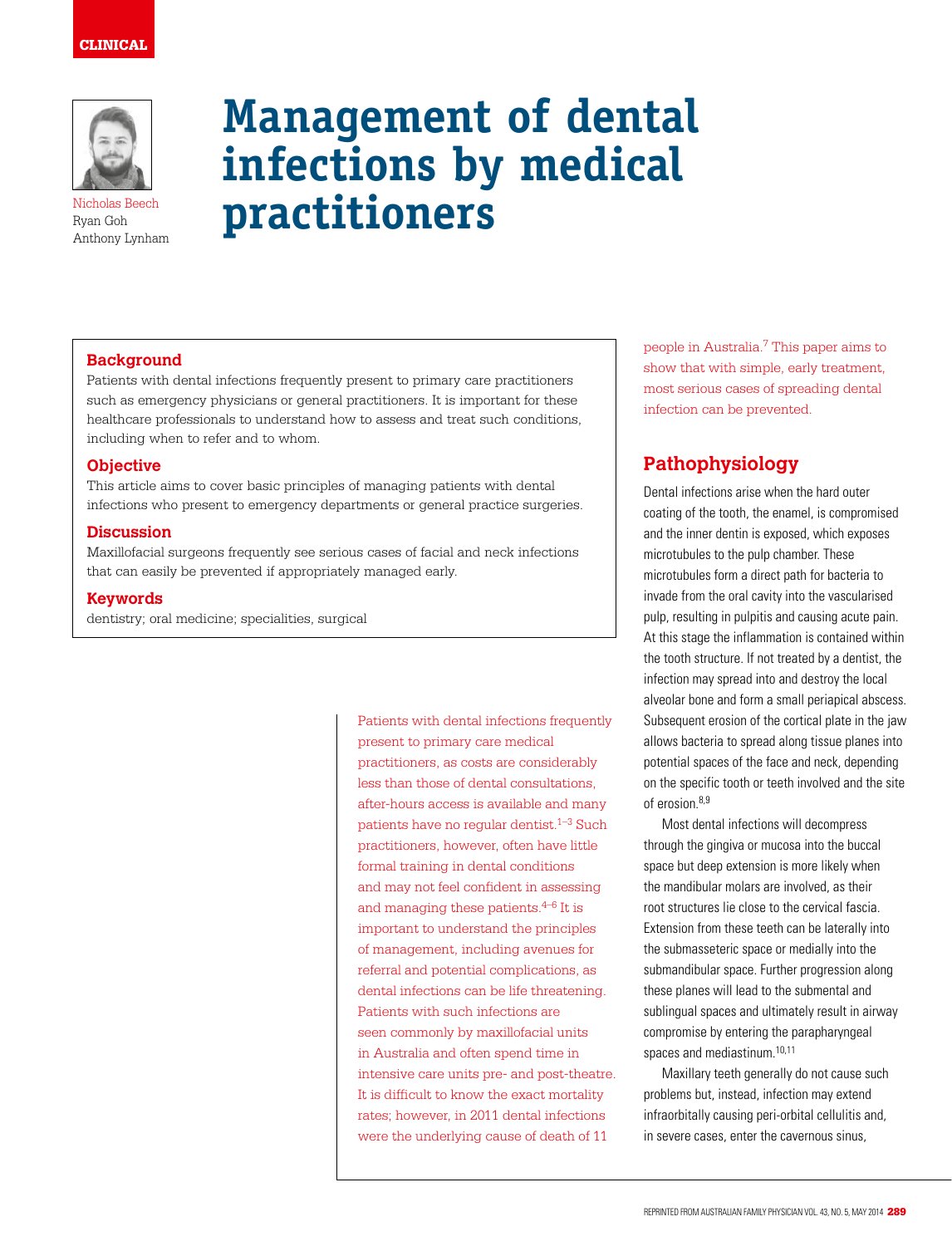CLINICAL

Nicholas Beech
Ryan Goh
Anthony Lynham

# Management of dental infections by medical practitioners

### Background

Patients with dental infections frequently present to primary care practitioners such as emergency physicians or general practitioners. It is important for these healthcare professionals to understand how to assess and treat such conditions, including when to refer and to whom.

### Objective

This article aims to cover basic principles of managing patients with dental infections who present to emergency departments or general practice surgeries.

### Discussion

Maxillofacial surgeons frequently see serious cases of facial and neck infections that can easily be prevented if appropriately managed early.

### Keywords

dentistry; oral medicine; specialities, surgical

Patients with dental infections frequently present to primary care medical practitioners, as costs are considerably less than those of dental consultations, after-hours access is available and many patients have no regular dentist.[1–3] Such practitioners, however, often have little formal training in dental conditions and may not feel confident in assessing and managing these patients.[4–6] It is important to understand the principles of management, including avenues for referral and potential complications, as dental infections can be life threatening. Patients with such infections are seen commonly by maxillofacial units in Australia and often spend time in intensive care units pre- and post-theatre. It is difficult to know the exact mortality rates; however, in 2011 dental infections were the underlying cause of death of 11 people in Australia.[7] This paper aims to show that with simple, early treatment, most serious cases of spreading dental infection can be prevented.

## Pathophysiology

Dental infections arise when the hard outer coating of the tooth, the enamel, is compromised and the inner dentin is exposed, which exposes microtubules to the pulp chamber. These microtubules form a direct path for bacteria to invade from the oral cavity into the vascularised pulp, resulting in pulpitis and causing acute pain. At this stage the inflammation is contained within the tooth structure. If not treated by a dentist, the infection may spread into and destroy the local alveolar bone and form a small periapical abscess. Subsequent erosion of the cortical plate in the jaw allows bacteria to spread along tissue planes into potential spaces of the face and neck, depending on the specific tooth or teeth involved and the site of erosion.[8,9]

Most dental infections will decompress through the gingiva or mucosa into the buccal space but deep extension is more likely when the mandibular molars are involved, as their root structures lie close to the cervical fascia. Extension from these teeth can be laterally into the submasseteric space or medially into the submandibular space. Further progression along these planes will lead to the submental and sublingual spaces and ultimately result in airway compromise by entering the parapharyngeal spaces and mediastinum.[10,11]

Maxillary teeth generally do not cause such problems but, instead, infection may extend infraorbitally causing peri-orbital cellulitis and, in severe cases, enter the cavernous sinus,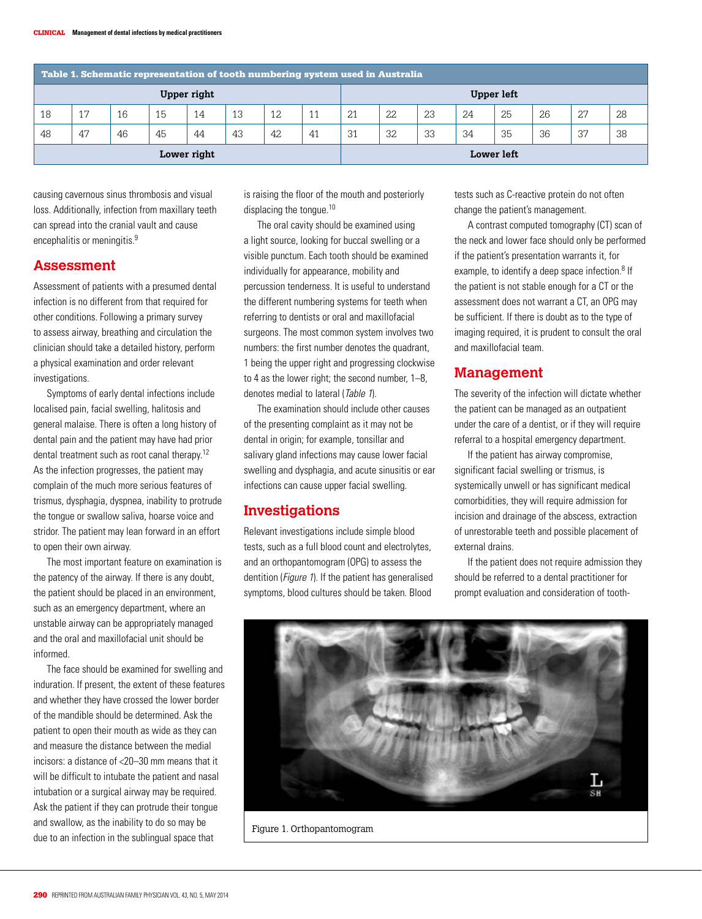**Table 1. Schematic representation of tooth numbering system used in Australia**

| Upper right | | | | | | | | Upper left | | | | | | | |
|---|---|---|---|---|---|---|---|---|---|---|---|---|---|---|---|
| 18 | 17 | 16 | 15 | 14 | 13 | 12 | 11 | 21 | 22 | 23 | 24 | 25 | 26 | 27 | 28 |
| 48 | 47 | 46 | 45 | 44 | 43 | 42 | 41 | 31 | 32 | 33 | 34 | 35 | 36 | 37 | 38 |
| Lower right | | | | | | | | Lower left | | | | | | | |

causing cavernous sinus thrombosis and visual loss. Additionally, infection from maxillary teeth can spread into the cranial vault and cause encephalitis or meningitis.[9]

## Assessment

Assessment of patients with a presumed dental infection is no different from that required for other conditions. Following a primary survey to assess airway, breathing and circulation the clinician should take a detailed history, perform a physical examination and order relevant investigations.

Symptoms of early dental infections include localised pain, facial swelling, halitosis and general malaise. There is often a long history of dental pain and the patient may have had prior dental treatment such as root canal therapy.[12] As the infection progresses, the patient may complain of the much more serious features of trismus, dysphagia, dyspnea, inability to protrude the tongue or swallow saliva, hoarse voice and stridor. The patient may lean forward in an effort to open their own airway.

The most important feature on examination is the patency of the airway. If there is any doubt, the patient should be placed in an environment, such as an emergency department, where an unstable airway can be appropriately managed and the oral and maxillofacial unit should be informed.

The face should be examined for swelling and induration. If present, the extent of these features and whether they have crossed the lower border of the mandible should be determined. Ask the patient to open their mouth as wide as they can and measure the distance between the medial incisors: a distance of <20–30 mm means that it will be difficult to intubate the patient and nasal intubation or a surgical airway may be required. Ask the patient if they can protrude their tongue and swallow, as the inability to do so may be due to an infection in the sublingual space that is raising the floor of the mouth and posteriorly displacing the tongue.[10]

The oral cavity should be examined using a light source, looking for buccal swelling or a visible punctum. Each tooth should be examined individually for appearance, mobility and percussion tenderness. It is useful to understand the different numbering systems for teeth when referring to dentists or oral and maxillofacial surgeons. The most common system involves two numbers: the first number denotes the quadrant, 1 being the upper right and progressing clockwise to 4 as the lower right; the second number, 1–8, denotes medial to lateral (*Table 1*).

The examination should include other causes of the presenting complaint as it may not be dental in origin; for example, tonsillar and salivary gland infections may cause lower facial swelling and dysphagia, and acute sinusitis or ear infections can cause upper facial swelling.

## Investigations

Relevant investigations include simple blood tests, such as a full blood count and electrolytes, and an orthopantomogram (OPG) to assess the dentition (*Figure 1*). If the patient has generalised symptoms, blood cultures should be taken. Blood tests such as C-reactive protein do not often change the patient's management.

A contrast computed tomography (CT) scan of the neck and lower face should only be performed if the patient's presentation warrants it, for example, to identify a deep space infection.[8] If the patient is not stable enough for a CT or the assessment does not warrant a CT, an OPG may be sufficient. If there is doubt as to the type of imaging required, it is prudent to consult the oral and maxillofacial team.

## Management

The severity of the infection will dictate whether the patient can be managed as an outpatient under the care of a dentist, or if they will require referral to a hospital emergency department.

If the patient has airway compromise, significant facial swelling or trismus, is systemically unwell or has significant medical comorbidities, they will require admission for incision and drainage of the abscess, extraction of unrestorable teeth and possible placement of external drains.

If the patient does not require admission they should be referred to a dental practitioner for prompt evaluation and consideration of tooth-

Figure 1. Orthopantomogram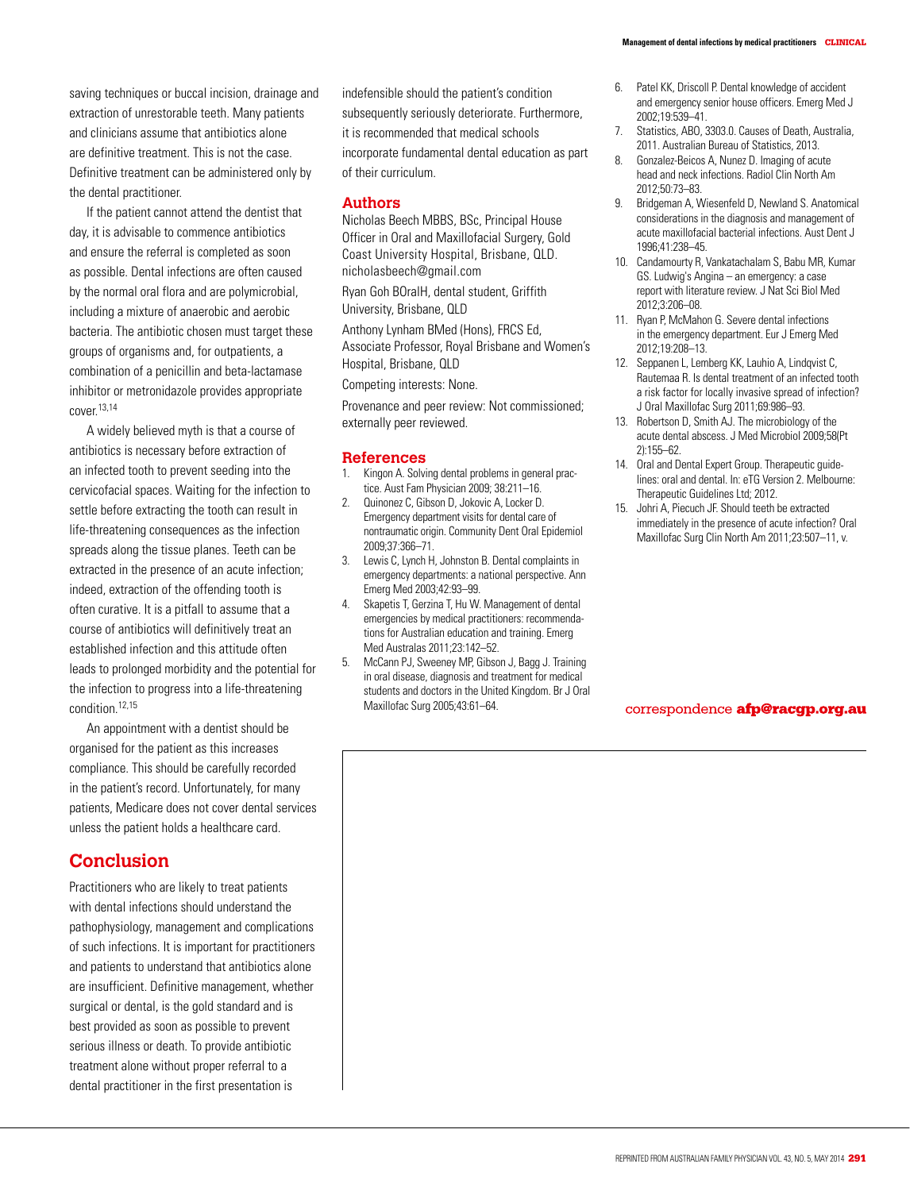saving techniques or buccal incision, drainage and extraction of unrestorable teeth. Many patients and clinicians assume that antibiotics alone are definitive treatment. This is not the case. Definitive treatment can be administered only by the dental practitioner.

If the patient cannot attend the dentist that day, it is advisable to commence antibiotics and ensure the referral is completed as soon as possible. Dental infections are often caused by the normal oral flora and are polymicrobial, including a mixture of anaerobic and aerobic bacteria. The antibiotic chosen must target these groups of organisms and, for outpatients, a combination of a penicillin and beta-lactamase inhibitor or metronidazole provides appropriate cover.[13,14]

A widely believed myth is that a course of antibiotics is necessary before extraction of an infected tooth to prevent seeding into the cervicofacial spaces. Waiting for the infection to settle before extracting the tooth can result in life-threatening consequences as the infection spreads along the tissue planes. Teeth can be extracted in the presence of an acute infection; indeed, extraction of the offending tooth is often curative. It is a pitfall to assume that a course of antibiotics will definitively treat an established infection and this attitude often leads to prolonged morbidity and the potential for the infection to progress into a life-threatening condition.[12,15]

An appointment with a dentist should be organised for the patient as this increases compliance. This should be carefully recorded in the patient's record. Unfortunately, for many patients, Medicare does not cover dental services unless the patient holds a healthcare card.

## Conclusion

Practitioners who are likely to treat patients with dental infections should understand the pathophysiology, management and complications of such infections. It is important for practitioners and patients to understand that antibiotics alone are insufficient. Definitive management, whether surgical or dental, is the gold standard and is best provided as soon as possible to prevent serious illness or death. To provide antibiotic treatment alone without proper referral to a dental practitioner in the first presentation is indefensible should the patient's condition subsequently seriously deteriorate. Furthermore, it is recommended that medical schools incorporate fundamental dental education as part of their curriculum.

## Authors

Nicholas Beech MBBS, BSc, Principal House Officer in Oral and Maxillofacial Surgery, Gold Coast University Hospital, Brisbane, QLD. nicholasbeech@gmail.com

Ryan Goh BOralH, dental student, Griffith University, Brisbane, QLD

Anthony Lynham BMed (Hons), FRCS Ed, Associate Professor, Royal Brisbane and Women's Hospital, Brisbane, QLD

Competing interests: None.

Provenance and peer review: Not commissioned; externally peer reviewed.

## References

1. Kingon A. Solving dental problems in general practice. Aust Fam Physician 2009; 38:211–16.
2. Quinonez C, Gibson D, Jokovic A, Locker D. Emergency department visits for dental care of nontraumatic origin. Community Dent Oral Epidemiol 2009;37:366–71.
3. Lewis C, Lynch H, Johnston B. Dental complaints in emergency departments: a national perspective. Ann Emerg Med 2003;42:93–99.
4. Skapetis T, Gerzina T, Hu W. Management of dental emergencies by medical practitioners: recommendations for Australian education and training. Emerg Med Australas 2011;23:142–52.
5. McCann PJ, Sweeney MP, Gibson J, Bagg J. Training in oral disease, diagnosis and treatment for medical students and doctors in the United Kingdom. Br J Oral Maxillofac Surg 2005;43:61–64.
6. Patel KK, Driscoll P. Dental knowledge of accident and emergency senior house officers. Emerg Med J 2002;19:539–41.
7. Statistics, ABO, 3303.0. Causes of Death, Australia, 2011. Australian Bureau of Statistics, 2013.
8. Gonzalez-Beicos A, Nunez D. Imaging of acute head and neck infections. Radiol Clin North Am 2012;50:73–83.
9. Bridgeman A, Wiesenfeld D, Newland S. Anatomical considerations in the diagnosis and management of acute maxillofacial bacterial infections. Aust Dent J 1996;41:238–45.
10. Candamourty R, Vankatachalam S, Babu MR, Kumar GS. Ludwig's Angina – an emergency: a case report with literature review. J Nat Sci Biol Med 2012;3:206–08.
11. Ryan P, McMahon G. Severe dental infections in the emergency department. Eur J Emerg Med 2012;19:208–13.
12. Seppanen L, Lemberg KK, Lauhio A, Lindqvist C, Rautemaa R. Is dental treatment of an infected tooth a risk factor for locally invasive spread of infection? J Oral Maxillofac Surg 2011;69:986–93.
13. Robertson D, Smith AJ. The microbiology of the acute dental abscess. J Med Microbiol 2009;58(Pt 2):155–62.
14. Oral and Dental Expert Group. Therapeutic guidelines: oral and dental. In: eTG Version 2. Melbourne: Therapeutic Guidelines Ltd; 2012.
15. Johri A, Piecuch JF. Should teeth be extracted immediately in the presence of acute infection? Oral Maxillofac Surg Clin North Am 2011;23:507–11, v.

correspondence **afp@racgp.org.au**